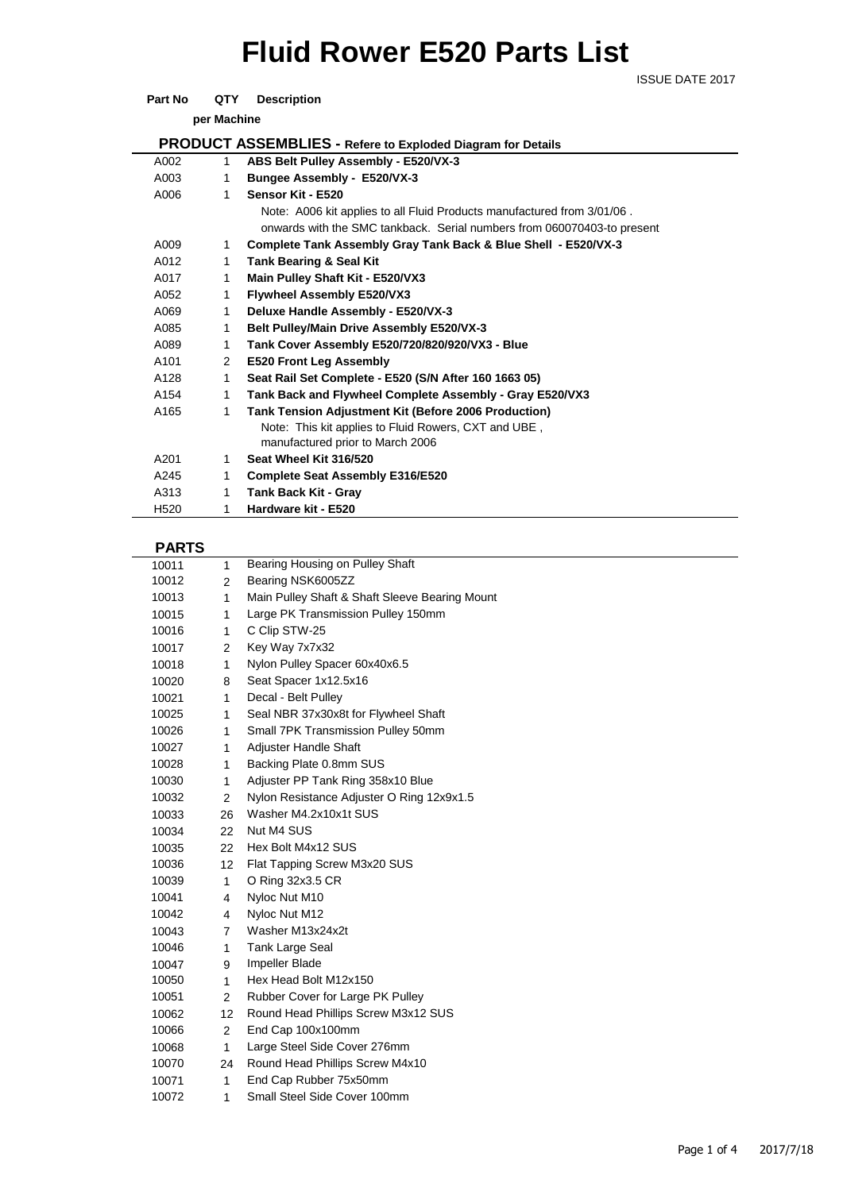# Fluid Rower E520 Parts List

ISSUE DATE 2017

## PRODUCT ASSEMBLIES - Refere to Exploded Diagram for Details

| Part No | QTY per Machine | Description |
|---|---|---|
| A002 | 1 | **ABS Belt Pulley Assembly - E520/VX-3** |
| A003 | 1 | **Bungee Assembly - E520/VX-3** |
| A006 | 1 | **Sensor Kit - E520** |
| | | Note: A006 kit applies to all Fluid Products manufactured from 3/01/06 . onwards with the SMC tankback. Serial numbers from 060070403-to present |
| A009 | 1 | **Complete Tank Assembly Gray Tank Back & Blue Shell - E520/VX-3** |
| A012 | 1 | **Tank Bearing & Seal Kit** |
| A017 | 1 | **Main Pulley Shaft Kit - E520/VX3** |
| A052 | 1 | **Flywheel Assembly E520/VX3** |
| A069 | 1 | **Deluxe Handle Assembly - E520/VX-3** |
| A085 | 1 | **Belt Pulley/Main Drive Assembly E520/VX-3** |
| A089 | 1 | **Tank Cover Assembly E520/720/820/920/VX3 - Blue** |
| A101 | 2 | **E520 Front Leg Assembly** |
| A128 | 1 | **Seat Rail Set Complete - E520 (S/N After 160 1663 05)** |
| A154 | 1 | **Tank Back and Flywheel Complete Assembly - Gray E520/VX3** |
| A165 | 1 | **Tank Tension Adjustment Kit (Before 2006 Production)** |
| | | Note: This kit applies to Fluid Rowers, CXT and UBE , manufactured prior to March 2006 |
| A201 | 1 | **Seat Wheel Kit 316/520** |
| A245 | 1 | **Complete Seat Assembly E316/E520** |
| A313 | 1 | **Tank Back Kit - Gray** |
| H520 | 1 | **Hardware kit - E520** |

## PARTS

| Part No | QTY per Machine | Description |
|---|---|---|
| 10011 | 1 | Bearing Housing on Pulley Shaft |
| 10012 | 2 | Bearing NSK6005ZZ |
| 10013 | 1 | Main Pulley Shaft & Shaft Sleeve Bearing Mount |
| 10015 | 1 | Large PK Transmission Pulley 150mm |
| 10016 | 1 | C Clip STW-25 |
| 10017 | 2 | Key Way 7x7x32 |
| 10018 | 1 | Nylon Pulley Spacer 60x40x6.5 |
| 10020 | 8 | Seat Spacer 1x12.5x16 |
| 10021 | 1 | Decal - Belt Pulley |
| 10025 | 1 | Seal NBR 37x30x8t for Flywheel Shaft |
| 10026 | 1 | Small 7PK Transmission Pulley 50mm |
| 10027 | 1 | Adjuster Handle Shaft |
| 10028 | 1 | Backing Plate 0.8mm SUS |
| 10030 | 1 | Adjuster PP Tank Ring 358x10 Blue |
| 10032 | 2 | Nylon Resistance Adjuster O Ring 12x9x1.5 |
| 10033 | 26 | Washer M4.2x10x1t SUS |
| 10034 | 22 | Nut M4 SUS |
| 10035 | 22 | Hex Bolt M4x12 SUS |
| 10036 | 12 | Flat Tapping Screw M3x20 SUS |
| 10039 | 1 | O Ring 32x3.5 CR |
| 10041 | 4 | Nyloc Nut M10 |
| 10042 | 4 | Nyloc Nut M12 |
| 10043 | 7 | Washer M13x24x2t |
| 10046 | 1 | Tank Large Seal |
| 10047 | 9 | Impeller Blade |
| 10050 | 1 | Hex Head Bolt M12x150 |
| 10051 | 2 | Rubber Cover for Large PK Pulley |
| 10062 | 12 | Round Head Phillips Screw M3x12 SUS |
| 10066 | 2 | End Cap 100x100mm |
| 10068 | 1 | Large Steel Side Cover 276mm |
| 10070 | 24 | Round Head Phillips Screw M4x10 |
| 10071 | 1 | End Cap Rubber 75x50mm |
| 10072 | 1 | Small Steel Side Cover 100mm |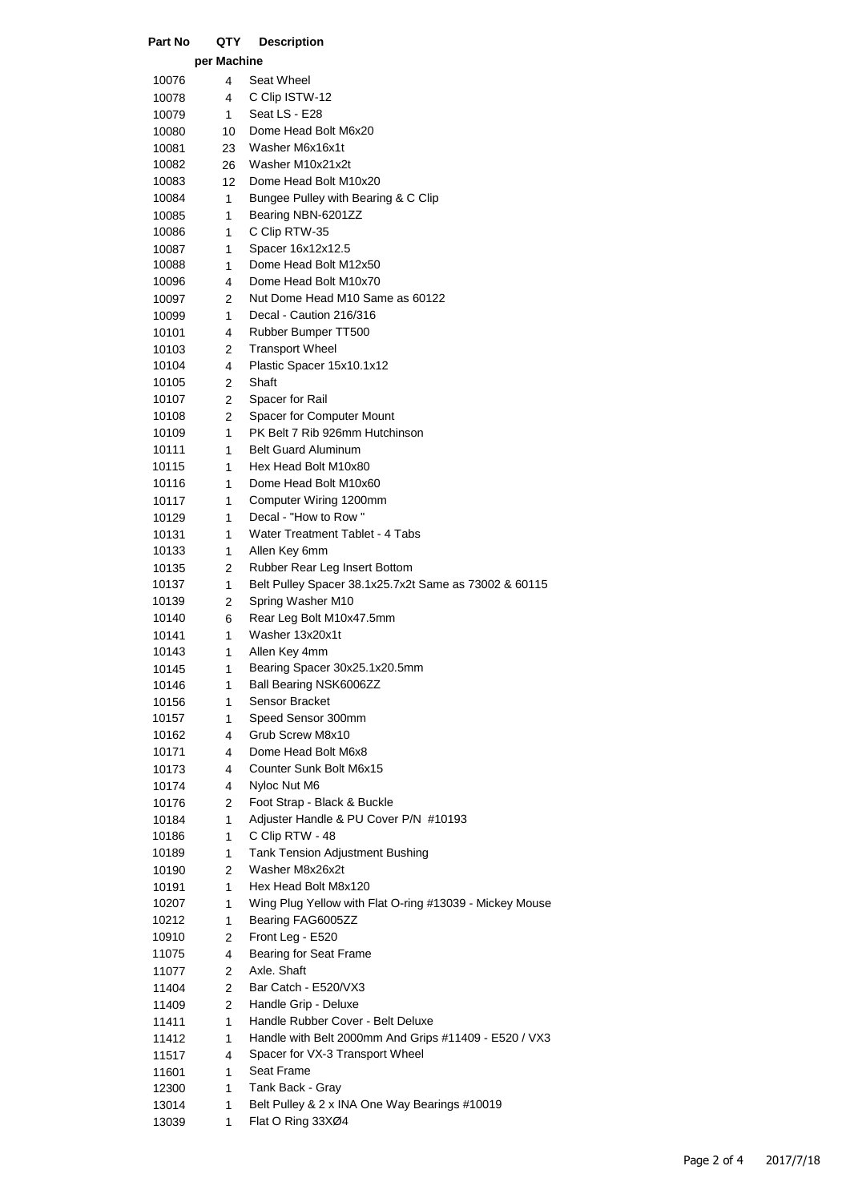| Part No | QTY per Machine | Description |
|---|---|---|
| 10076 | 4 | Seat Wheel |
| 10078 | 4 | C Clip ISTW-12 |
| 10079 | 1 | Seat LS - E28 |
| 10080 | 10 | Dome Head Bolt M6x20 |
| 10081 | 23 | Washer M6x16x1t |
| 10082 | 26 | Washer M10x21x2t |
| 10083 | 12 | Dome Head Bolt M10x20 |
| 10084 | 1 | Bungee Pulley with Bearing & C Clip |
| 10085 | 1 | Bearing NBN-6201ZZ |
| 10086 | 1 | C Clip RTW-35 |
| 10087 | 1 | Spacer 16x12x12.5 |
| 10088 | 1 | Dome Head Bolt M12x50 |
| 10096 | 4 | Dome Head Bolt M10x70 |
| 10097 | 2 | Nut Dome Head M10 Same as 60122 |
| 10099 | 1 | Decal - Caution 216/316 |
| 10101 | 4 | Rubber Bumper TT500 |
| 10103 | 2 | Transport Wheel |
| 10104 | 4 | Plastic Spacer 15x10.1x12 |
| 10105 | 2 | Shaft |
| 10107 | 2 | Spacer for Rail |
| 10108 | 2 | Spacer for Computer Mount |
| 10109 | 1 | PK Belt 7 Rib 926mm Hutchinson |
| 10111 | 1 | Belt Guard Aluminum |
| 10115 | 1 | Hex Head Bolt M10x80 |
| 10116 | 1 | Dome Head Bolt M10x60 |
| 10117 | 1 | Computer Wiring 1200mm |
| 10129 | 1 | Decal - "How to Row " |
| 10131 | 1 | Water Treatment Tablet - 4 Tabs |
| 10133 | 1 | Allen Key 6mm |
| 10135 | 2 | Rubber Rear Leg Insert Bottom |
| 10137 | 1 | Belt Pulley Spacer 38.1x25.7x2t Same as 73002 & 60115 |
| 10139 | 2 | Spring Washer M10 |
| 10140 | 6 | Rear Leg Bolt M10x47.5mm |
| 10141 | 1 | Washer 13x20x1t |
| 10143 | 1 | Allen Key 4mm |
| 10145 | 1 | Bearing Spacer 30x25.1x20.5mm |
| 10146 | 1 | Ball Bearing NSK6006ZZ |
| 10156 | 1 | Sensor Bracket |
| 10157 | 1 | Speed Sensor 300mm |
| 10162 | 4 | Grub Screw M8x10 |
| 10171 | 4 | Dome Head Bolt M6x8 |
| 10173 | 4 | Counter Sunk Bolt M6x15 |
| 10174 | 4 | Nyloc Nut M6 |
| 10176 | 2 | Foot Strap - Black & Buckle |
| 10184 | 1 | Adjuster Handle & PU Cover P/N #10193 |
| 10186 | 1 | C Clip RTW - 48 |
| 10189 | 1 | Tank Tension Adjustment Bushing |
| 10190 | 2 | Washer M8x26x2t |
| 10191 | 1 | Hex Head Bolt M8x120 |
| 10207 | 1 | Wing Plug Yellow with Flat O-ring #13039 - Mickey Mouse |
| 10212 | 1 | Bearing FAG6005ZZ |
| 10910 | 2 | Front Leg - E520 |
| 11075 | 4 | Bearing for Seat Frame |
| 11077 | 2 | Axle. Shaft |
| 11404 | 2 | Bar Catch - E520/VX3 |
| 11409 | 2 | Handle Grip - Deluxe |
| 11411 | 1 | Handle Rubber Cover - Belt Deluxe |
| 11412 | 1 | Handle with Belt 2000mm And Grips #11409 - E520 / VX3 |
| 11517 | 4 | Spacer for VX-3 Transport Wheel |
| 11601 | 1 | Seat Frame |
| 12300 | 1 | Tank Back - Gray |
| 13014 | 1 | Belt Pulley & 2 x INA One Way Bearings #10019 |
| 13039 | 1 | Flat O Ring 33XØ4 |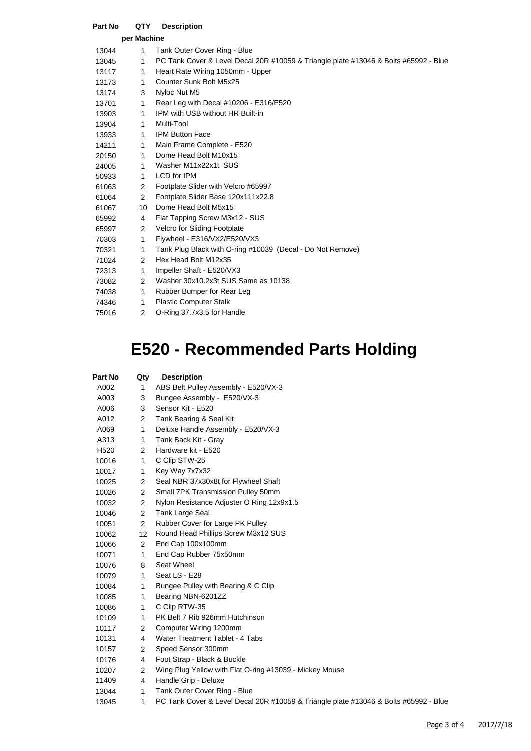| Part No | QTY per Machine | Description |
|---|---|---|
| 13044 | 1 | Tank Outer Cover Ring - Blue |
| 13045 | 1 | PC Tank Cover & Level Decal 20R #10059 & Triangle plate #13046 & Bolts #65992 - Blue |
| 13117 | 1 | Heart Rate Wiring 1050mm - Upper |
| 13173 | 1 | Counter Sunk Bolt M5x25 |
| 13174 | 3 | Nyloc Nut M5 |
| 13701 | 1 | Rear Leg with Decal #10206 - E316/E520 |
| 13903 | 1 | IPM with USB without HR Built-in |
| 13904 | 1 | Multi-Tool |
| 13933 | 1 | IPM Button Face |
| 14211 | 1 | Main Frame Complete - E520 |
| 20150 | 1 | Dome Head Bolt M10x15 |
| 24005 | 1 | Washer M11x22x1t SUS |
| 50933 | 1 | LCD for IPM |
| 61063 | 2 | Footplate Slider with Velcro #65997 |
| 61064 | 2 | Footplate Slider Base 120x111x22.8 |
| 61067 | 10 | Dome Head Bolt M5x15 |
| 65992 | 4 | Flat Tapping Screw M3x12 - SUS |
| 65997 | 2 | Velcro for Sliding Footplate |
| 70303 | 1 | Flywheel - E316/VX2/E520/VX3 |
| 70321 | 1 | Tank Plug Black with O-ring #10039 (Decal - Do Not Remove) |
| 71024 | 2 | Hex Head Bolt M12x35 |
| 72313 | 1 | Impeller Shaft - E520/VX3 |
| 73082 | 2 | Washer 30x10.2x3t SUS Same as 10138 |
| 74038 | 1 | Rubber Bumper for Rear Leg |
| 74346 | 1 | Plastic Computer Stalk |
| 75016 | 2 | O-Ring 37.7x3.5 for Handle |

# E520 - Recommended Parts Holding

| Part No | Qty | Description |
|---|---|---|
| A002 | 1 | ABS Belt Pulley Assembly - E520/VX-3 |
| A003 | 3 | Bungee Assembly - E520/VX-3 |
| A006 | 3 | Sensor Kit - E520 |
| A012 | 2 | Tank Bearing & Seal Kit |
| A069 | 1 | Deluxe Handle Assembly - E520/VX-3 |
| A313 | 1 | Tank Back Kit - Gray |
| H520 | 2 | Hardware kit - E520 |
| 10016 | 1 | C Clip STW-25 |
| 10017 | 1 | Key Way 7x7x32 |
| 10025 | 2 | Seal NBR 37x30x8t for Flywheel Shaft |
| 10026 | 2 | Small 7PK Transmission Pulley 50mm |
| 10032 | 2 | Nylon Resistance Adjuster O Ring 12x9x1.5 |
| 10046 | 2 | Tank Large Seal |
| 10051 | 2 | Rubber Cover for Large PK Pulley |
| 10062 | 12 | Round Head Phillips Screw M3x12 SUS |
| 10066 | 2 | End Cap 100x100mm |
| 10071 | 1 | End Cap Rubber 75x50mm |
| 10076 | 8 | Seat Wheel |
| 10079 | 1 | Seat LS - E28 |
| 10084 | 1 | Bungee Pulley with Bearing & C Clip |
| 10085 | 1 | Bearing NBN-6201ZZ |
| 10086 | 1 | C Clip RTW-35 |
| 10109 | 1 | PK Belt 7 Rib 926mm Hutchinson |
| 10117 | 2 | Computer Wiring 1200mm |
| 10131 | 4 | Water Treatment Tablet - 4 Tabs |
| 10157 | 2 | Speed Sensor 300mm |
| 10176 | 4 | Foot Strap - Black & Buckle |
| 10207 | 2 | Wing Plug Yellow with Flat O-ring #13039 - Mickey Mouse |
| 11409 | 4 | Handle Grip - Deluxe |
| 13044 | 1 | Tank Outer Cover Ring - Blue |
| 13045 | 1 | PC Tank Cover & Level Decal 20R #10059 & Triangle plate #13046 & Bolts #65992 - Blue |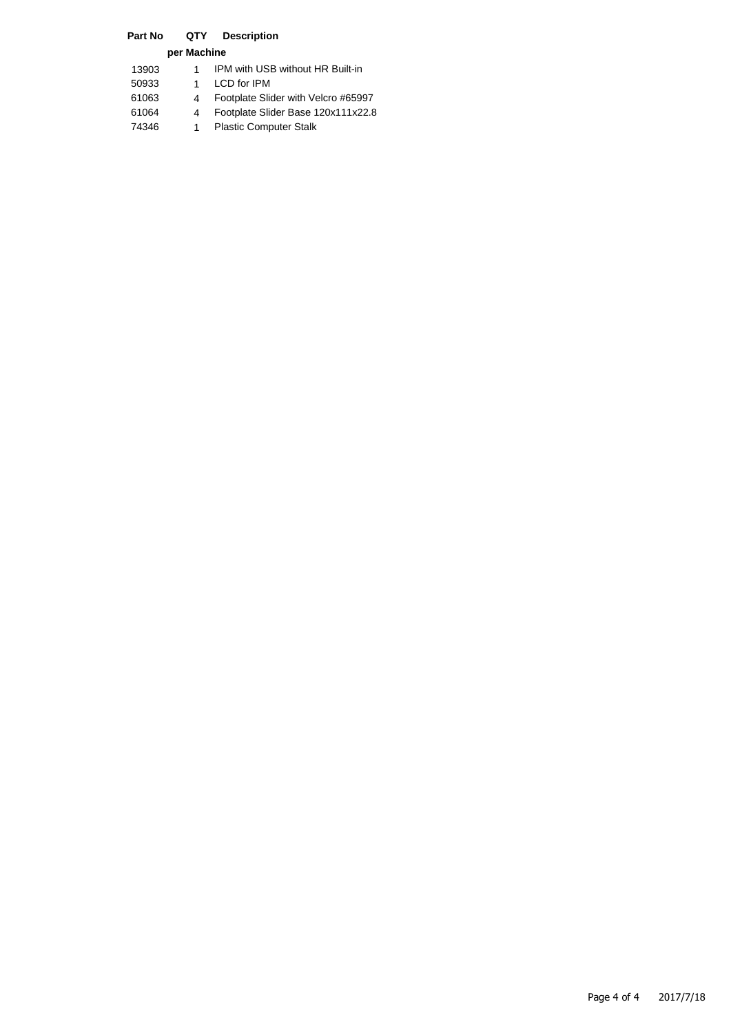| Part No | QTY per Machine | Description |
| --- | --- | --- |
| 13903 | 1 | IPM with USB without HR Built-in |
| 50933 | 1 | LCD for IPM |
| 61063 | 4 | Footplate Slider with Velcro #65997 |
| 61064 | 4 | Footplate Slider Base 120x111x22.8 |
| 74346 | 1 | Plastic Computer Stalk |